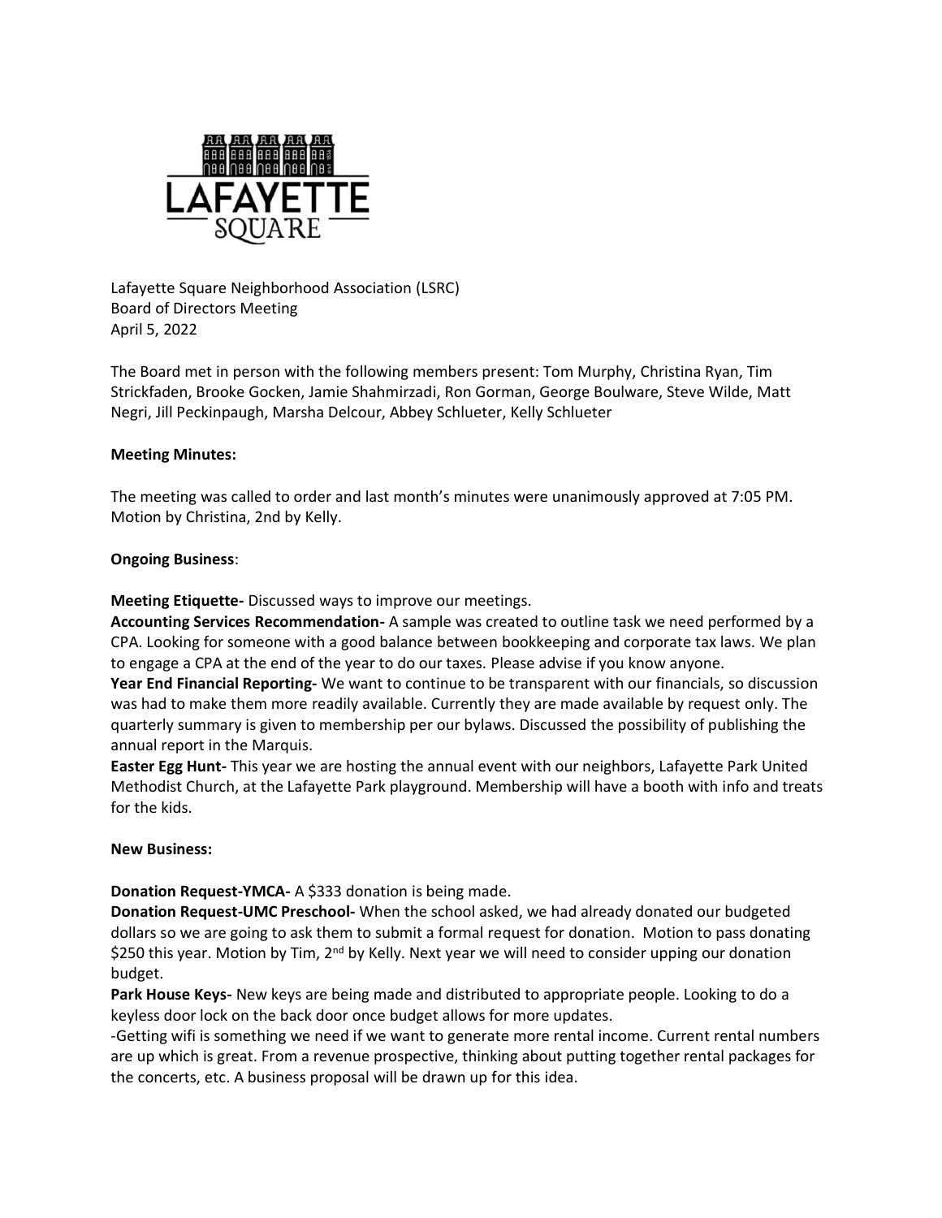Lafayette Square Neighborhood Association (LSRC)
Board of Directors Meeting
April 5, 2022

The Board met in person with the following members present: Tom Murphy, Christina Ryan, Tim Strickfaden, Brooke Gocken, Jamie Shahmirzadi, Ron Gorman, George Boulware, Steve Wilde, Matt Negri, Jill Peckinpaugh, Marsha Delcour, Abbey Schlueter, Kelly Schlueter

**Meeting Minutes:**

The meeting was called to order and last month's minutes were unanimously approved at 7:05 PM. Motion by Christina, 2nd by Kelly.

**Ongoing Business**:

**Meeting Etiquette-** Discussed ways to improve our meetings.
**Accounting Services Recommendation-** A sample was created to outline task we need performed by a CPA. Looking for someone with a good balance between bookkeeping and corporate tax laws. We plan to engage a CPA at the end of the year to do our taxes. Please advise if you know anyone.
**Year End Financial Reporting-** We want to continue to be transparent with our financials, so discussion was had to make them more readily available. Currently they are made available by request only. The quarterly summary is given to membership per our bylaws. Discussed the possibility of publishing the annual report in the Marquis.
**Easter Egg Hunt-** This year we are hosting the annual event with our neighbors, Lafayette Park United Methodist Church, at the Lafayette Park playground. Membership will have a booth with info and treats for the kids.

**New Business:**

**Donation Request-YMCA-** A $333 donation is being made.
**Donation Request-UMC Preschool-** When the school asked, we had already donated our budgeted dollars so we are going to ask them to submit a formal request for donation. Motion to pass donating $250 this year. Motion by Tim, 2nd by Kelly. Next year we will need to consider upping our donation budget.
**Park House Keys-** New keys are being made and distributed to appropriate people. Looking to do a keyless door lock on the back door once budget allows for more updates.
-Getting wifi is something we need if we want to generate more rental income. Current rental numbers are up which is great. From a revenue prospective, thinking about putting together rental packages for the concerts, etc. A business proposal will be drawn up for this idea.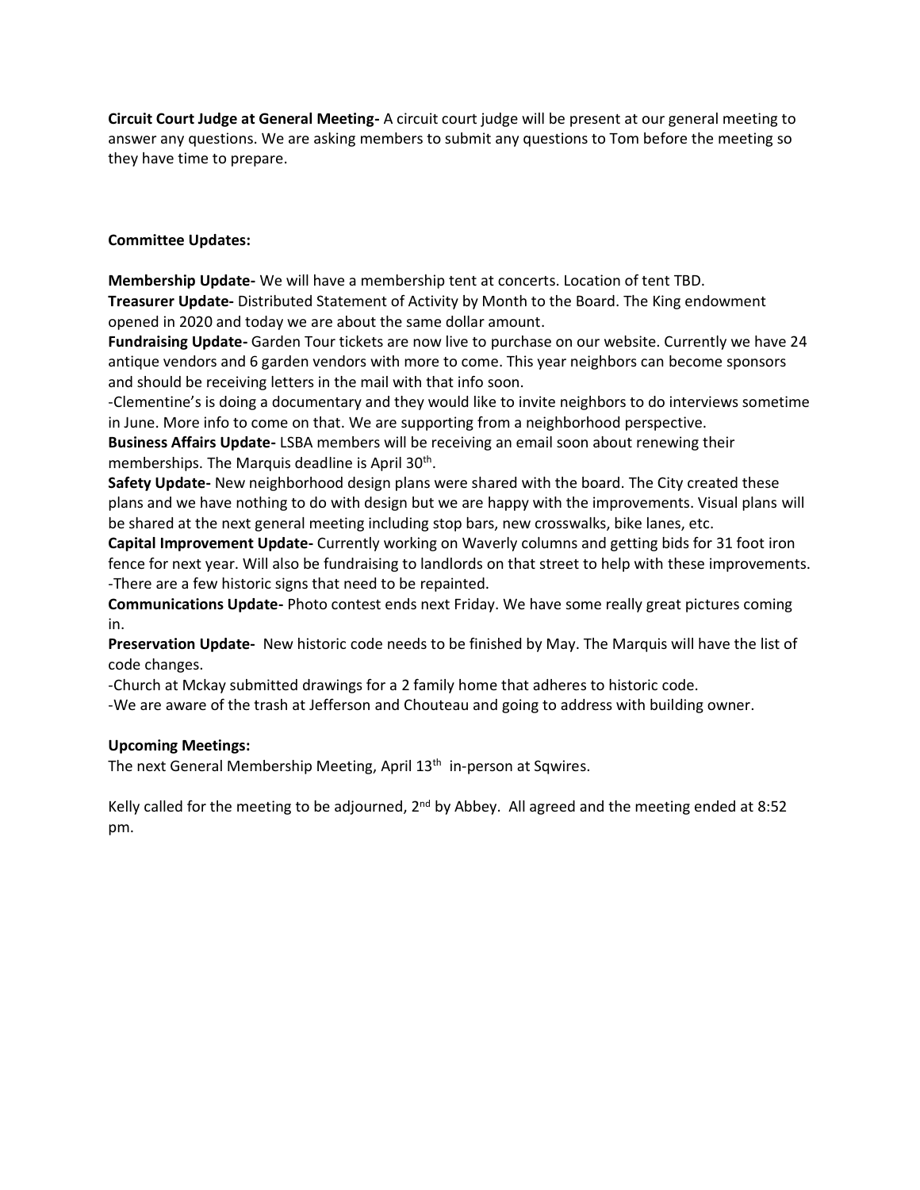**Circuit Court Judge at General Meeting-** A circuit court judge will be present at our general meeting to answer any questions. We are asking members to submit any questions to Tom before the meeting so they have time to prepare.

**Committee Updates:**

**Membership Update-** We will have a membership tent at concerts. Location of tent TBD.
**Treasurer Update-** Distributed Statement of Activity by Month to the Board. The King endowment opened in 2020 and today we are about the same dollar amount.
**Fundraising Update-** Garden Tour tickets are now live to purchase on our website. Currently we have 24 antique vendors and 6 garden vendors with more to come. This year neighbors can become sponsors and should be receiving letters in the mail with that info soon.
-Clementine's is doing a documentary and they would like to invite neighbors to do interviews sometime in June. More info to come on that. We are supporting from a neighborhood perspective.
**Business Affairs Update-** LSBA members will be receiving an email soon about renewing their memberships. The Marquis deadline is April 30th.
**Safety Update-** New neighborhood design plans were shared with the board. The City created these plans and we have nothing to do with design but we are happy with the improvements. Visual plans will be shared at the next general meeting including stop bars, new crosswalks, bike lanes, etc.
**Capital Improvement Update-** Currently working on Waverly columns and getting bids for 31 foot iron fence for next year. Will also be fundraising to landlords on that street to help with these improvements.
-There are a few historic signs that need to be repainted.
**Communications Update-** Photo contest ends next Friday. We have some really great pictures coming in.
**Preservation Update-** New historic code needs to be finished by May. The Marquis will have the list of code changes.
-Church at Mckay submitted drawings for a 2 family home that adheres to historic code.
-We are aware of the trash at Jefferson and Chouteau and going to address with building owner.

**Upcoming Meetings:**
The next General Membership Meeting, April 13th in-person at Sqwires.

Kelly called for the meeting to be adjourned, 2nd by Abbey. All agreed and the meeting ended at 8:52 pm.